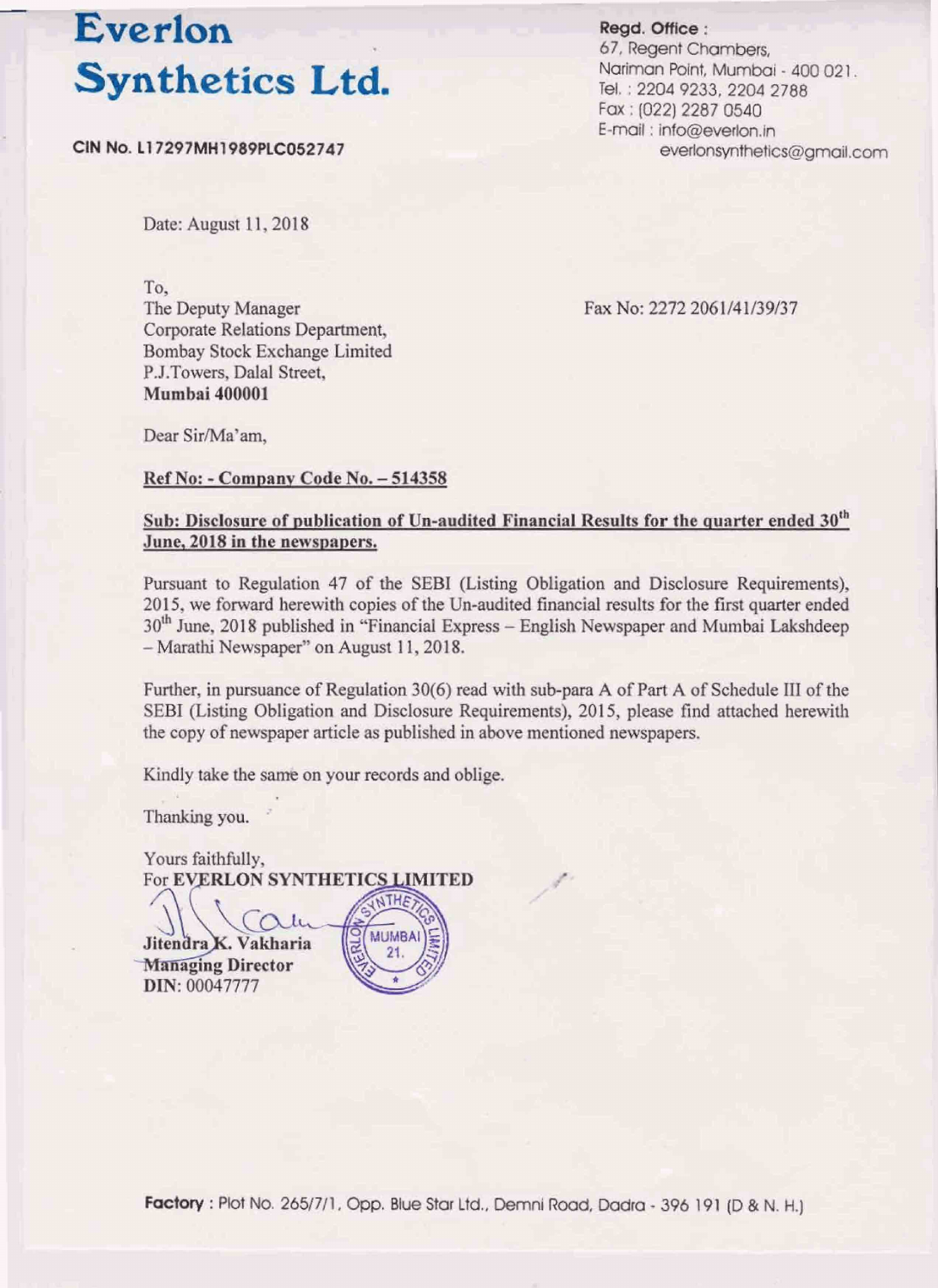# Everlon Synthetics Ltd.

**CIN No. L17297MH1989PLC052747**

**Regd. Office :**
67, Regent Chambers,
Nariman Point, Mumbai - 400 021.
Tel. : 2204 9233, 2204 2788
Fax : (022) 2287 0540
E-mail : info@everlon.in
everlonsynthetics@gmail.com

Date: August 11, 2018

To,
The Deputy Manager
Corporate Relations Department,
Bombay Stock Exchange Limited
P.J.Towers, Dalal Street,
**Mumbai 400001**

Fax No: 2272 2061/41/39/37

Dear Sir/Ma'am,

**Ref No: - Company Code No. – 514358**

**Sub: Disclosure of publication of Un-audited Financial Results for the quarter ended 30th June, 2018 in the newspapers.**

Pursuant to Regulation 47 of the SEBI (Listing Obligation and Disclosure Requirements), 2015, we forward herewith copies of the Un-audited financial results for the first quarter ended 30th June, 2018 published in "Financial Express – English Newspaper and Mumbai Lakshdeep – Marathi Newspaper" on August 11, 2018.

Further, in pursuance of Regulation 30(6) read with sub-para A of Part A of Schedule III of the SEBI (Listing Obligation and Disclosure Requirements), 2015, please find attached herewith the copy of newspaper article as published in above mentioned newspapers.

Kindly take the same on your records and oblige.

Thanking you.

Yours faithfully,
For **EVERLON SYNTHETICS LIMITED**

**Jitendra K. Vakharia**
**Managing Director**
**DIN**: 00047777

**Factory** : Plot No. 265/7/1, Opp. Blue Star Ltd., Demni Road, Dadra - 396 191 (D & N. H.)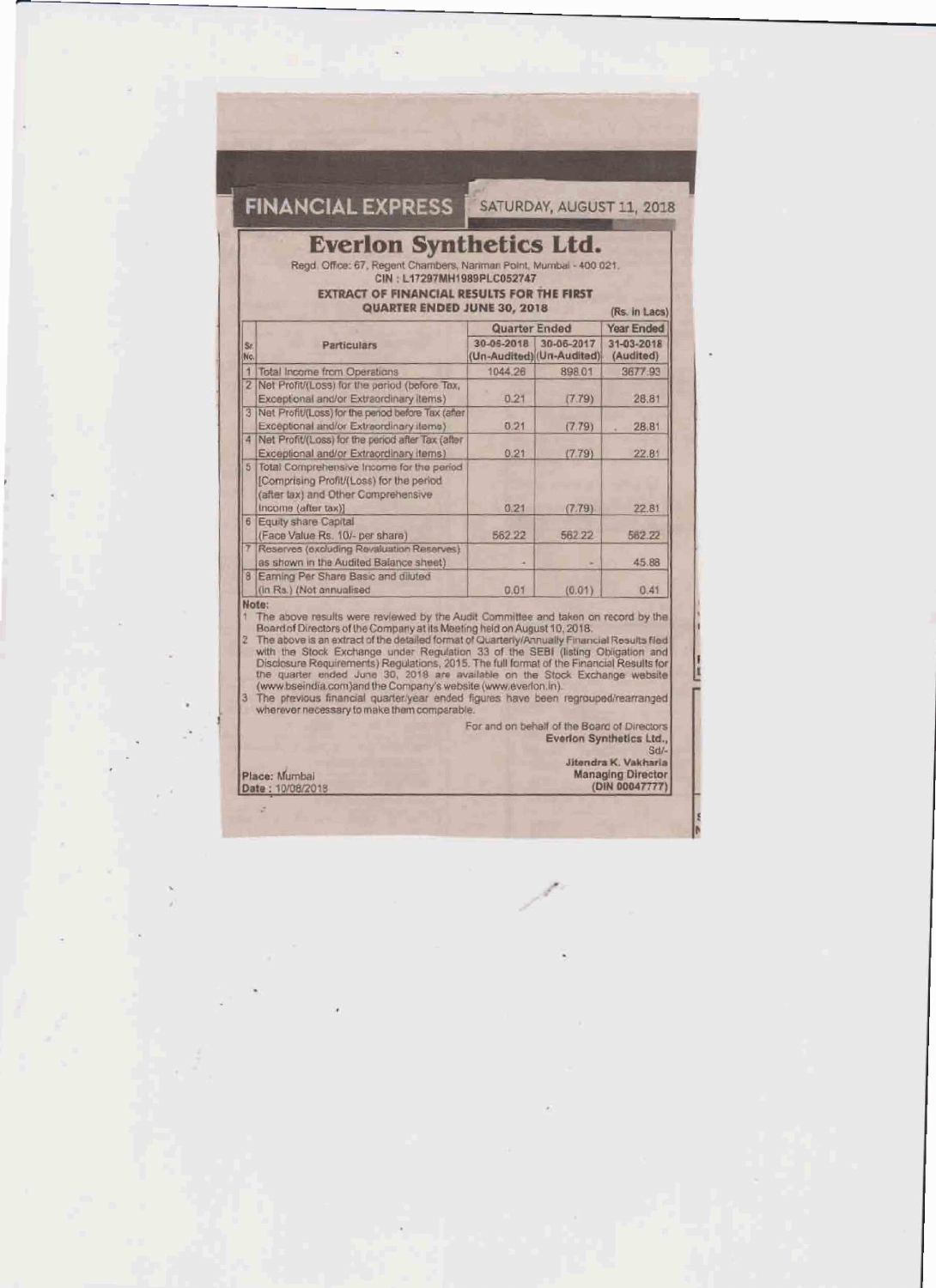FINANCIAL EXPRESS — SATURDAY, AUGUST 11, 2018

# Everlon Synthetics Ltd.

Regd. Office: 67, Regent Chambers, Nariman Point, Mumbai - 400 021.
CIN : L17297MH1989PLC052747

**EXTRACT OF FINANCIAL RESULTS FOR THE FIRST QUARTER ENDED JUNE 30, 2018**

(Rs. in Lacs)

| Sr. No. | Particulars | Quarter Ended | | Year Ended |
|---|---|---|---|---|
| | | 30-06-2018 (Un-Audited) | 30-06-2017 (Un-Audited) | 31-03-2018 (Audited) |
| 1 | Total Income from Operations | 1044.26 | 898.01 | 3677.93 |
| 2 | Net Profit/(Loss) for the period (before Tax, Exceptional and/or Extraordinary items) | 0.21 | (7.79) | 28.81 |
| 3 | Net Profit/(Loss) for the period before Tax (after Exceptional and/or Extraordinary items) | 0.21 | (7.79) | 28.81 |
| 4 | Net Profit/(Loss) for the period after Tax (after Exceptional and/or Extraordinary items) | 0.21 | (7.79) | 22.81 |
| 5 | Total Comprehensive Income for the period [Comprising Profit/(Loss) for the period (after tax) and Other Comprehensive Income (after tax)] | 0.21 | (7.79) | 22.81 |
| 6 | Equity share Capital (Face Value Rs. 10/- per share) | 562.22 | 562.22 | 562.22 |
| 7 | Reserves (excluding Revaluation Reserves) as shown in the Audited Balance sheet) | - | - | 45.88 |
| 8 | Earning Per Share Basic and diluted (in Rs.) (Not annualised | 0.01 | (0.01) | 0.41 |

**Note:**

1. The above results were reviewed by the Audit Committee and taken on record by the Board of Directors of the Company at its Meeting held on August 10, 2018.
2. The above is an extract of the detailed format of Quarterly/Annually Financial Results filed with the Stock Exchange under Regulation 33 of the SEBI (listing Obligation and Disclosure Requirements) Regulations, 2015. The full format of the Financial Results for the quarter ended June 30, 2018 are available on the Stock Exchange website (www.bseindia.com)and the Company's website (www.everlon.in).
3. The previous financial quarter/year ended figures have been regrouped/rearranged wherever necessary to make them comparable.

For and on behalf of the Board of Directors
**Everlon Synthetics Ltd.,**
Sd/-
**Jitendra K. Vakharia**
**Managing Director**
**(DIN 00047777)**

Place: Mumbai
Date : 10/08/2018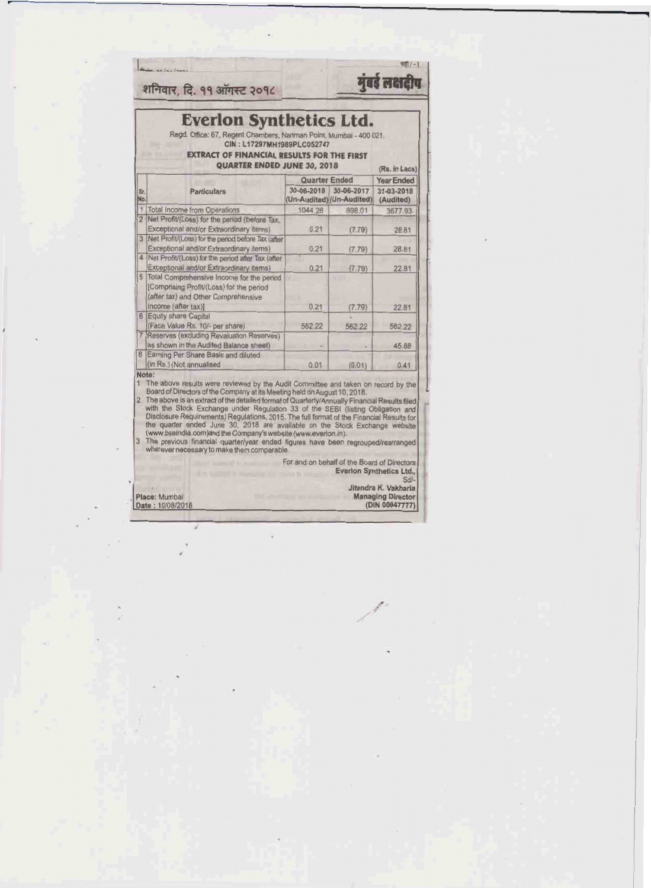शनिवार, दि. ११ ऑगस्ट २०१८

मुंबई लक्षदीप

# Everlon Synthetics Ltd.

Regd. Office: 67, Regent Chambers, Nariman Point, Mumbai - 400 021.
CIN : L17297MH1989PLC052747

**EXTRACT OF FINANCIAL RESULTS FOR THE FIRST QUARTER ENDED JUNE 30, 2018**

(Rs. in Lacs)

| Sr. No. | Particulars | Quarter Ended | | Year Ended |
|---|---|---|---|---|
| | | 30-06-2018 (Un-Audited) | 30-06-2017 (Un-Audited) | 31-03-2018 (Audited) |
| 1 | Total Income from Operations | 1044.26 | 898.01 | 3677.93 |
| 2 | Net Profit/(Loss) for the period (before Tax, Exceptional and/or Extraordinary items) | 0.21 | (7.79) | 28.81 |
| 3 | Net Profit/(Loss) for the period before Tax (after Exceptional and/or Extraordinary items) | 0.21 | (7.79) | 28.81 |
| 4 | Net Profit/(Loss) for the period after Tax (after Exceptional and/or Extraordinary items) | 0.21 | (7.79) | 22.81 |
| 5 | Total Comprehensive Income for the period [Comprising Profit/(Loss) for the period (after tax) and Other Comprehensive Income (after tax)] | 0.21 | (7.79) | 22.81 |
| 6 | Equity share Capital (Face Value Rs. 10/- per share) | 562.22 | 562.22 | 562.22 |
| 7 | Reserves (excluding Revaluation Reserves) as shown in the Audited Balance sheet) | - | - | 45.88 |
| 8 | Earning Per Share Basic and diluted (in Rs.) (Not annualised | 0.01 | (0.01) | 0.41 |

Note:

1. The above results were reviewed by the Audit Committee and taken on record by the Board of Directors of the Company at its Meeting held on August 10, 2018.
2. The above is an extract of the detailed format of Quarterly/Annually Financial Results filed with the Stock Exchange under Regulation 33 of the SEBI (listing Obligation and Disclosure Requirements) Regulations, 2015. The full format of the Financial Results for the quarter ended June 30, 2018 are available on the Stock Exchange website (www.bseindia.com)and the Company's website (www.everlon.in).
3. The previous financial quarter/year ended figures have been regrouped/rearranged wherever necessary to make them comparable.

For and on behalf of the Board of Directors
Everlon Synthetics Ltd.,
Sd/-
Jitendra K. Vakharia
Managing Director
(DIN 00047777)

Place: Mumbai
Date : 10/08/2018